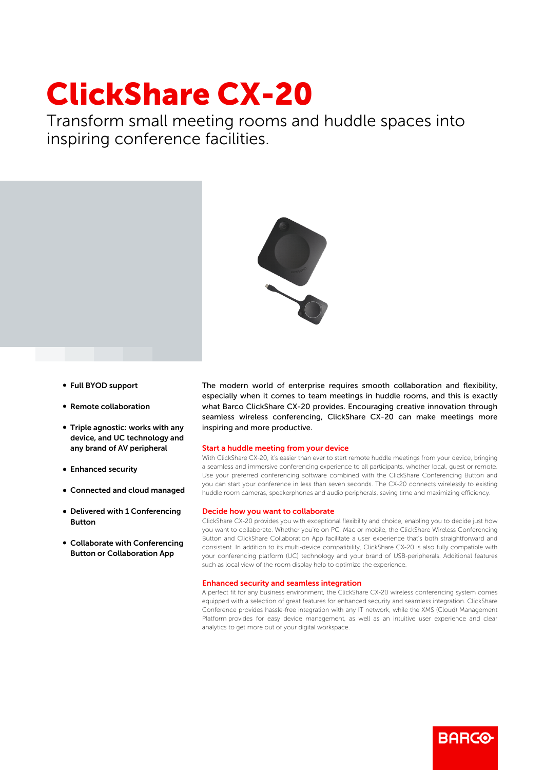# ClickShare CX-20

Transform small meeting rooms and huddle spaces into inspiring conference facilities.

- **Full BYOD support**
- **Remote collaboration**
- **Triple agnostic: works with any device, and UC technology and any brand of AV peripheral**
- **Enhanced security**
- **Connected and cloud managed**
- **Delivered with 1 Conferencing Button**
- **Collaborate with Conferencing Button or Collaboration App**

The modern world of enterprise requires smooth collaboration and flexibility, especially when it comes to team meetings in huddle rooms, and this is exactly what Barco ClickShare CX-20 provides. Encouraging creative innovation through seamless wireless conferencing, ClickShare CX-20 can make meetings more inspiring and more productive.

### Start a huddle meeting from your device

With ClickShare CX-20, it's easier than ever to start remote huddle meetings from your device, bringing a seamless and immersive conferencing experience to all participants, whether local, guest or remote. Use your preferred conferencing software combined with the ClickShare Conferencing Button and you can start your conference in less than seven seconds. The CX-20 connects wirelessly to existing huddle room cameras, speakerphones and audio peripherals, saving time and maximizing efficiency.

### Decide how you want to collaborate

ClickShare CX-20 provides you with exceptional flexibility and choice, enabling you to decide just how you want to collaborate. Whether you're on PC, Mac or mobile, the ClickShare Wireless Conferencing Button and ClickShare Collaboration App facilitate a user experience that's both straightforward and consistent. In addition to its multi-device compatibility, ClickShare CX-20 is also fully compatible with your conferencing platform (UC) technology and your brand of USB-peripherals. Additional features such as local view of the room display help to optimize the experience.

### Enhanced security and seamless integration

A perfect fit for any business environment, the ClickShare CX-20 wireless conferencing system comes equipped with a selection of great features for enhanced security and seamless integration. ClickShare Conference provides hassle-free integration with any IT network, while the XMS (Cloud) Management Platform provides for easy device management, as well as an intuitive user experience and clear analytics to get more out of your digital workspace.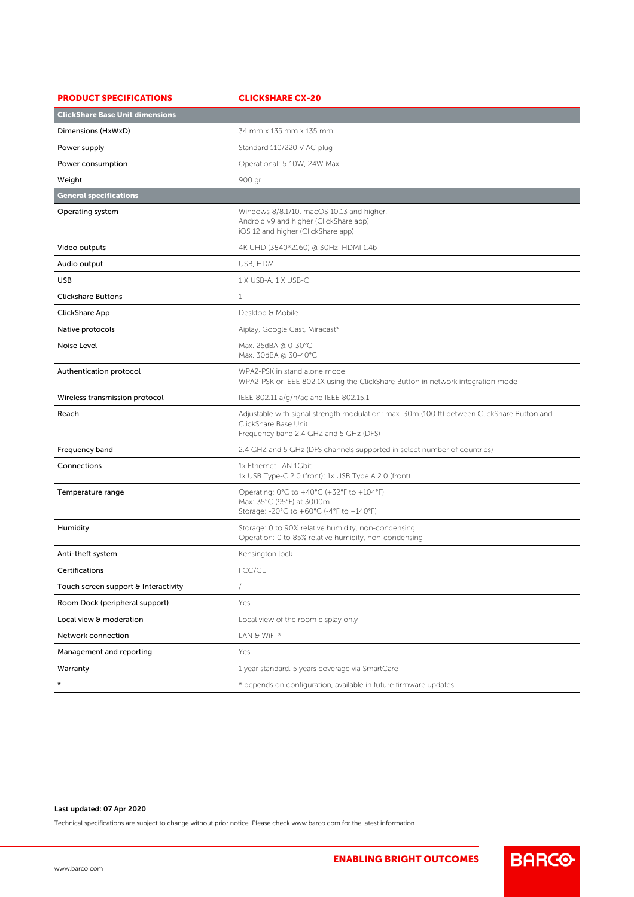| PRODUCT SPECIFICATIONS | CLICKSHARE CX-20 |
|---|---|
| **ClickShare Base Unit dimensions** | |
| Dimensions (HxWxD) | 34 mm x 135 mm x 135 mm |
| Power supply | Standard 110/220 V AC plug |
| Power consumption | Operational: 5-10W, 24W Max |
| Weight | 900 gr |
| **General specifications** | |
| Operating system | Windows 8/8.1/10. macOS 10.13 and higher.<br>Android v9 and higher (ClickShare app).<br>iOS 12 and higher (ClickShare app) |
| Video outputs | 4K UHD (3840*2160) @ 30Hz. HDMI 1.4b |
| Audio output | USB, HDMI |
| USB | 1 X USB-A, 1 X USB-C |
| Clickshare Buttons | 1 |
| ClickShare App | Desktop & Mobile |
| Native protocols | Aiplay, Google Cast, Miracast* |
| Noise Level | Max. 25dBA @ 0-30°C<br>Max. 30dBA @ 30-40°C |
| Authentication protocol | WPA2-PSK in stand alone mode<br>WPA2-PSK or IEEE 802.1X using the ClickShare Button in network integration mode |
| Wireless transmission protocol | IEEE 802.11 a/g/n/ac and IEEE 802.15.1 |
| Reach | Adjustable with signal strength modulation; max. 30m (100 ft) between ClickShare Button and ClickShare Base Unit<br>Frequency band 2.4 GHZ and 5 GHz (DFS) |
| Frequency band | 2.4 GHZ and 5 GHz (DFS channels supported in select number of countries) |
| Connections | 1x Ethernet LAN 1Gbit<br>1x USB Type-C 2.0 (front); 1x USB Type A 2.0 (front) |
| Temperature range | Operating: 0°C to +40°C (+32°F to +104°F)<br>Max: 35°C (95°F) at 3000m<br>Storage: -20°C to +60°C (-4°F to +140°F) |
| Humidity | Storage: 0 to 90% relative humidity, non-condensing<br>Operation: 0 to 85% relative humidity, non-condensing |
| Anti-theft system | Kensington lock |
| Certifications | FCC/CE |
| Touch screen support & Interactivity | / |
| Room Dock (peripheral support) | Yes |
| Local view & moderation | Local view of the room display only |
| Network connection | LAN & WiFi * |
| Management and reporting | Yes |
| Warranty | 1 year standard. 5 years coverage via SmartCare |
| * | * depends on configuration, available in future firmware updates |

**Last updated: 07 Apr 2020**

Technical specifications are subject to change without prior notice. Please check www.barco.com for the latest information.

**ENABLING BRIGHT OUTCOMES**

BARCO

www.barco.com